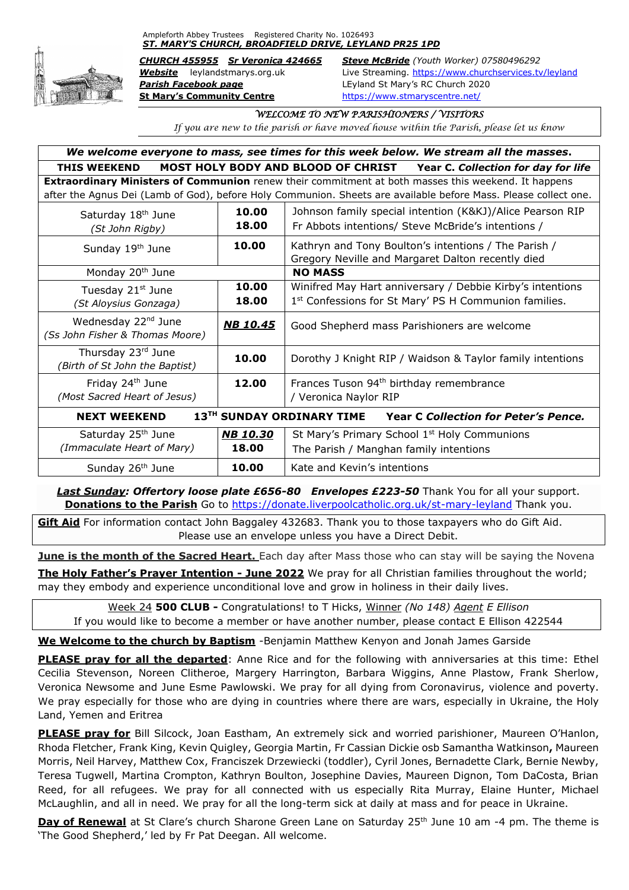Ampleforth Abbey Trustees Registered Charity No. 1026493

***ST. MARY'S CHURCH, BROADFIELD DRIVE, LEYLAND PR25 1PD***

***CHURCH 455955*** ***Sr Veronica 424665*** ***Steve McBride*** *(Youth Worker)* 07580496292

***Website*** leylandstmarys.org.uk Live Streaming. https://www.churchservices.tv/leyland

***Parish Facebook page*** LEyland St Mary's RC Church 2020

**St Mary's Community Centre** https://www.stmaryscentre.net/

*WELCOME TO NEW PARISHIONERS / VISITORS*

*If you are new to the parish or have moved house within the Parish, please let us know*

***We welcome everyone to mass, see times for this week below. We stream all the masses.***

**THIS WEEKEND MOST HOLY BODY AND BLOOD OF CHRIST Year C.** ***Collection for day for life***

**Extraordinary Ministers of Communion** renew their commitment at both masses this weekend. It happens after the Agnus Dei (Lamb of God), before Holy Communion. Sheets are available before Mass. Please collect one.

| Day | Time | Intention |
|---|---|---|
| Saturday 18th June *(St John Rigby)* | **10.00**<br>**18.00** | Johnson family special intention (K&KJ)/Alice Pearson RIP<br>Fr Abbots intentions/ Steve McBride's intentions / |
| Sunday 19th June | **10.00** | Kathryn and Tony Boulton's intentions / The Parish / Gregory Neville and Margaret Dalton recently died |
| Monday 20th June | | **NO MASS** |
| Tuesday 21st June *(St Aloysius Gonzaga)* | **10.00**<br>**18.00** | Winifred May Hart anniversary / Debbie Kirby's intentions<br>1st Confessions for St Mary' PS H Communion families. |
| Wednesday 22nd June *(Ss John Fisher & Thomas Moore)* | ***NB 10.45*** | Good Shepherd mass Parishioners are welcome |
| Thursday 23rd June *(Birth of St John the Baptist)* | **10.00** | Dorothy J Knight RIP / Waidson & Taylor family intentions |
| Friday 24th June *(Most Sacred Heart of Jesus)* | **12.00** | Frances Tuson 94th birthday remembrance / Veronica Naylor RIP |
| **NEXT WEEKEND** | **13TH SUNDAY ORDINARY TIME** | **Year C** ***Collection for Peter's Pence.*** |
| Saturday 25th June *(Immaculate Heart of Mary)* | ***NB 10.30***<br>**18.00** | St Mary's Primary School 1st Holy Communions<br>The Parish / Manghan family intentions |
| Sunday 26th June | **10.00** | Kate and Kevin's intentions |

***Last Sunday: Offertory loose plate £656-80 Envelopes £223-50*** Thank You for all your support.
**Donations to the Parish** Go to https://donate.liverpoolcatholic.org.uk/st-mary-leyland Thank you.

**Gift Aid** For information contact John Baggaley 432683. Thank you to those taxpayers who do Gift Aid. Please use an envelope unless you have a Direct Debit.

**June is the month of the Sacred Heart.** Each day after Mass those who can stay will be saying the Novena

**The Holy Father's Prayer Intention - June 2022** We pray for all Christian families throughout the world; may they embody and experience unconditional love and grow in holiness in their daily lives.

Week 24 **500 CLUB -** Congratulations! to T Hicks, Winner *(No 148) Agent* E Ellison
If you would like to become a member or have another number, please contact E Ellison 422544

**We Welcome to the church by Baptism** -Benjamin Matthew Kenyon and Jonah James Garside

**PLEASE pray for all the departed**: Anne Rice and for the following with anniversaries at this time: Ethel Cecilia Stevenson, Noreen Clitheroe, Margery Harrington, Barbara Wiggins, Anne Plastow, Frank Sherlow, Veronica Newsome and June Esme Pawlowski. We pray for all dying from Coronavirus, violence and poverty. We pray especially for those who are dying in countries where there are wars, especially in Ukraine, the Holy Land, Yemen and Eritrea

**PLEASE pray for** Bill Silcock, Joan Eastham, An extremely sick and worried parishioner, Maureen O'Hanlon, Rhoda Fletcher, Frank King, Kevin Quigley, Georgia Martin, Fr Cassian Dickie osb Samantha Watkinson**,** Maureen Morris, Neil Harvey, Matthew Cox, Franciszek Drzewiecki (toddler), Cyril Jones, Bernadette Clark, Bernie Newby, Teresa Tugwell, Martina Crompton, Kathryn Boulton, Josephine Davies, Maureen Dignon, Tom DaCosta, Brian Reed, for all refugees. We pray for all connected with us especially Rita Murray, Elaine Hunter, Michael McLaughlin, and all in need. We pray for all the long-term sick at daily at mass and for peace in Ukraine.

**Day of Renewal** at St Clare's church Sharone Green Lane on Saturday 25th June 10 am -4 pm. The theme is 'The Good Shepherd,' led by Fr Pat Deegan. All welcome.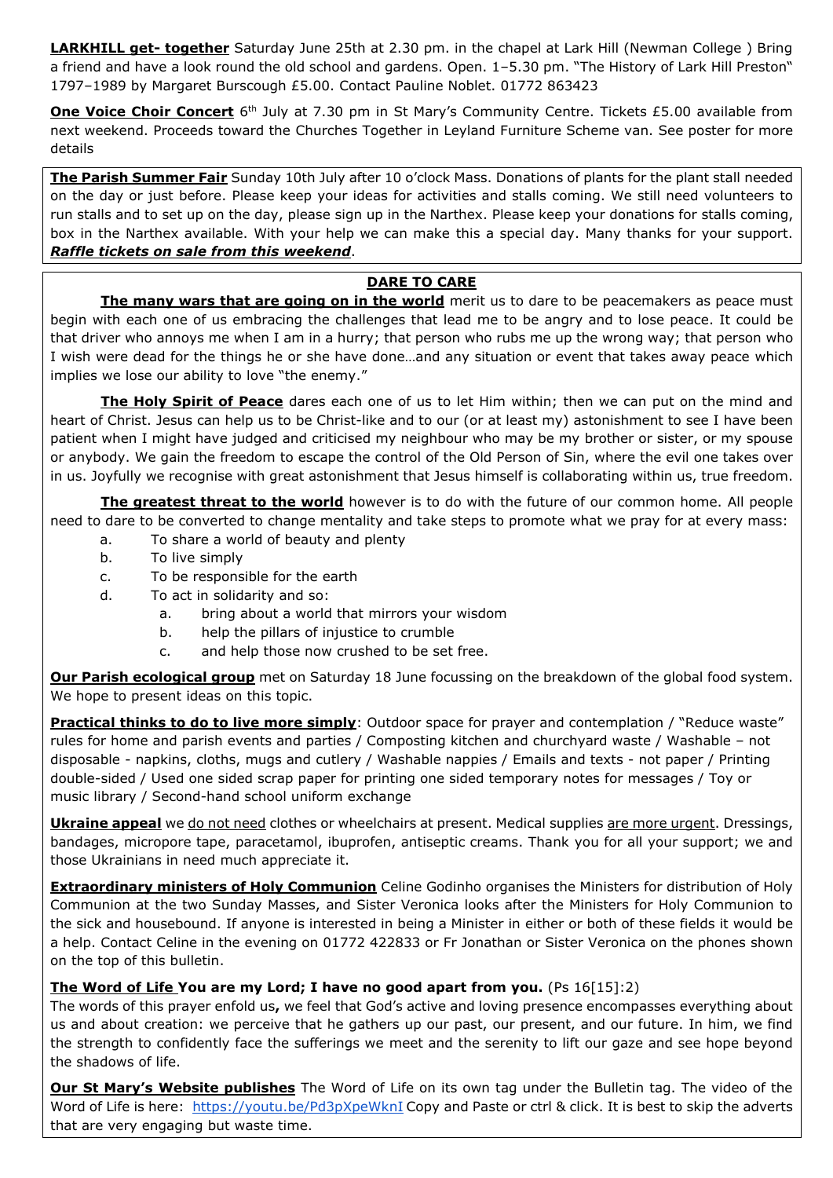**LARKHILL get- together** Saturday June 25th at 2.30 pm. in the chapel at Lark Hill (Newman College ) Bring a friend and have a look round the old school and gardens. Open. 1–5.30 pm. "The History of Lark Hill Preston" 1797–1989 by Margaret Burscough £5.00. Contact Pauline Noblet. 01772 863423

**One Voice Choir Concert** 6th July at 7.30 pm in St Mary's Community Centre. Tickets £5.00 available from next weekend. Proceeds toward the Churches Together in Leyland Furniture Scheme van. See poster for more details

**The Parish Summer Fair** Sunday 10th July after 10 o'clock Mass. Donations of plants for the plant stall needed on the day or just before. Please keep your ideas for activities and stalls coming. We still need volunteers to run stalls and to set up on the day, please sign up in the Narthex. Please keep your donations for stalls coming, box in the Narthex available. With your help we can make this a special day. Many thanks for your support. ***Raffle tickets on sale from this weekend***.

## DARE TO CARE

**The many wars that are going on in the world** merit us to dare to be peacemakers as peace must begin with each one of us embracing the challenges that lead me to be angry and to lose peace. It could be that driver who annoys me when I am in a hurry; that person who rubs me up the wrong way; that person who I wish were dead for the things he or she have done…and any situation or event that takes away peace which implies we lose our ability to love "the enemy."

**The Holy Spirit of Peace** dares each one of us to let Him within; then we can put on the mind and heart of Christ. Jesus can help us to be Christ-like and to our (or at least my) astonishment to see I have been patient when I might have judged and criticised my neighbour who may be my brother or sister, or my spouse or anybody. We gain the freedom to escape the control of the Old Person of Sin, where the evil one takes over in us. Joyfully we recognise with great astonishment that Jesus himself is collaborating within us, true freedom.

**The greatest threat to the world** however is to do with the future of our common home. All people need to dare to be converted to change mentality and take steps to promote what we pray for at every mass:

a. To share a world of beauty and plenty
b. To live simply
c. To be responsible for the earth
d. To act in solidarity and so:
   a. bring about a world that mirrors your wisdom
   b. help the pillars of injustice to crumble
   c. and help those now crushed to be set free.

**Our Parish ecological group** met on Saturday 18 June focussing on the breakdown of the global food system. We hope to present ideas on this topic.

**Practical thinks to do to live more simply**: Outdoor space for prayer and contemplation / "Reduce waste" rules for home and parish events and parties / Composting kitchen and churchyard waste / Washable – not disposable - napkins, cloths, mugs and cutlery / Washable nappies / Emails and texts - not paper / Printing double-sided / Used one sided scrap paper for printing one sided temporary notes for messages / Toy or music library / Second-hand school uniform exchange

**Ukraine appeal** we do not need clothes or wheelchairs at present. Medical supplies are more urgent. Dressings, bandages, micropore tape, paracetamol, ibuprofen, antiseptic creams. Thank you for all your support; we and those Ukrainians in need much appreciate it.

**Extraordinary ministers of Holy Communion** Celine Godinho organises the Ministers for distribution of Holy Communion at the two Sunday Masses, and Sister Veronica looks after the Ministers for Holy Communion to the sick and housebound. If anyone is interested in being a Minister in either or both of these fields it would be a help. Contact Celine in the evening on 01772 422833 or Fr Jonathan or Sister Veronica on the phones shown on the top of this bulletin.

**The Word of Life You are my Lord; I have no good apart from you.** (Ps 16[15]:2)
The words of this prayer enfold us**,** we feel that God's active and loving presence encompasses everything about us and about creation: we perceive that he gathers up our past, our present, and our future. In him, we find the strength to confidently face the sufferings we meet and the serenity to lift our gaze and see hope beyond the shadows of life.

**Our St Mary's Website publishes** The Word of Life on its own tag under the Bulletin tag. The video of the Word of Life is here: https://youtu.be/Pd3pXpeWknI Copy and Paste or ctrl & click. It is best to skip the adverts that are very engaging but waste time.